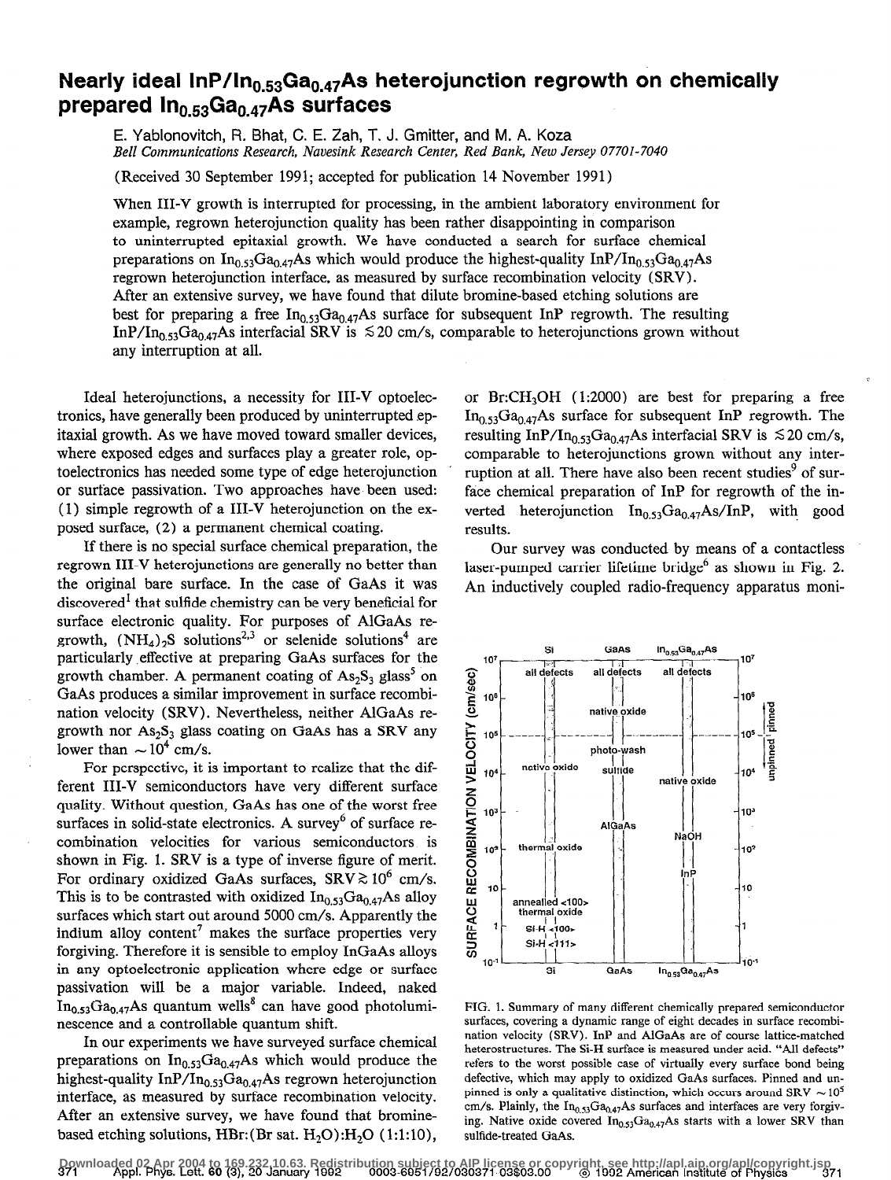# Nearly ideal $InP/In_{0.53}Ga_{0.47}As$ heterojunction regrowth on chemically prepared $In_{0.53}Ga_{0.47}As$ surfaces

E. Yablonovitch, R. Bhat, C. E. Zah, T. J. Gmitter, and M. A. Koza

*Bell Communications Research, Navesink Research Center, Red Bank, New Jersey 07701-7040*

(Received 30 September 1991; accepted for publication 14 November 1991)

When III-V growth is interrupted for processing, in the ambient laboratory environment for example, regrown heterojunction quality has been rather disappointing in comparison to uninterrupted epitaxial growth. We have conducted a search for surface chemical preparations on $In_{0.53}Ga_{0.47}As$ which would produce the highest-quality $InP/In_{0.53}Ga_{0.47}As$ regrown heterojunction interface, as measured by surface recombination velocity (SRV). After an extensive survey, we have found that dilute bromine-based etching solutions are best for preparing a free $In_{0.53}Ga_{0.47}As$ surface for subsequent InP regrowth. The resulting $InP/In_{0.53}Ga_{0.47}As$ interfacial SRV is $\lesssim 20$ cm/s, comparable to heterojunctions grown without any interruption at all.

Ideal heterojunctions, a necessity for III-V optoelectronics, have generally been produced by uninterrupted epitaxial growth. As we have moved toward smaller devices, where exposed edges and surfaces play a greater role, optoelectronics has needed some type of edge heterojunction or surface passivation. Two approaches have been used: (1) simple regrowth of a III-V heterojunction on the exposed surface, (2) a permanent chemical coating.

If there is no special surface chemical preparation, the regrown III-V heterojunctions are generally no better than the original bare surface. In the case of GaAs it was discovered[1] that sulfide chemistry can be very beneficial for surface electronic quality. For purposes of AlGaAs regrowth, $(NH_4)_2S$ solutions[2,3] or selenide solutions[4] are particularly effective at preparing GaAs surfaces for the growth chamber. A permanent coating of $As_2S_3$ glass[5] on GaAs produces a similar improvement in surface recombination velocity (SRV). Nevertheless, neither AlGaAs regrowth nor $As_2S_3$ glass coating on GaAs has a SRV any lower than $\sim 10^4$ cm/s.

For perspective, it is important to realize that the different III-V semiconductors have very different surface quality. Without question, GaAs has one of the worst free surfaces in solid-state electronics. A survey[6] of surface recombination velocities for various semiconductors is shown in Fig. 1. SRV is a type of inverse figure of merit. For ordinary oxidized GaAs surfaces, SRV $\gtrsim 10^6$ cm/s. This is to be contrasted with oxidized $In_{0.53}Ga_{0.47}As$ alloy surfaces which start out around 5000 cm/s. Apparently the indium alloy content[7] makes the surface properties very forgiving. Therefore it is sensible to employ InGaAs alloys in any optoelectronic application where edge or surface passivation will be a major variable. Indeed, naked $In_{0.53}Ga_{0.47}As$ quantum wells[8] can have good photoluminescence and a controllable quantum shift.

In our experiments we have surveyed surface chemical preparations on $In_{0.53}Ga_{0.47}As$ which would produce the highest-quality $InP/In_{0.53}Ga_{0.47}As$ regrown heterojunction interface, as measured by surface recombination velocity. After an extensive survey, we have found that bromine-based etching solutions, HBr:(Br sat. $H_2O$):$H_2O$ (1:1:10), or $Br:CH_3OH$ (1:2000) are best for preparing a free $In_{0.53}Ga_{0.47}As$ surface for subsequent InP regrowth. The resulting $InP/In_{0.53}Ga_{0.47}As$ interfacial SRV is $\lesssim 20$ cm/s, comparable to heterojunctions grown without any interruption at all. There have also been recent studies[9] of surface chemical preparation of InP for regrowth of the inverted heterojunction $In_{0.53}Ga_{0.47}As/InP$, with good results.

Our survey was conducted by means of a contactless laser-pumped carrier lifetime bridge[6] as shown in Fig. 2. An inductively coupled radio-frequency apparatus moni-

FIG. 1. Summary of many different chemically prepared semiconductor surfaces, covering a dynamic range of eight decades in surface recombination velocity (SRV). InP and AlGaAs are of course lattice-matched heterostructures. The Si-H surface is measured under acid. "All defects" refers to the worst possible case of virtually every surface bond being defective, which may apply to oxidized GaAs surfaces. Pinned and unpinned is only a qualitative distinction, which occurs around SRV $\sim 10^5$ cm/s. Plainly, the $In_{0.53}Ga_{0.47}As$ surfaces and interfaces are very forgiving. Native oxide covered $In_{0.53}Ga_{0.47}As$ starts with a lower SRV than sulfide-treated GaAs.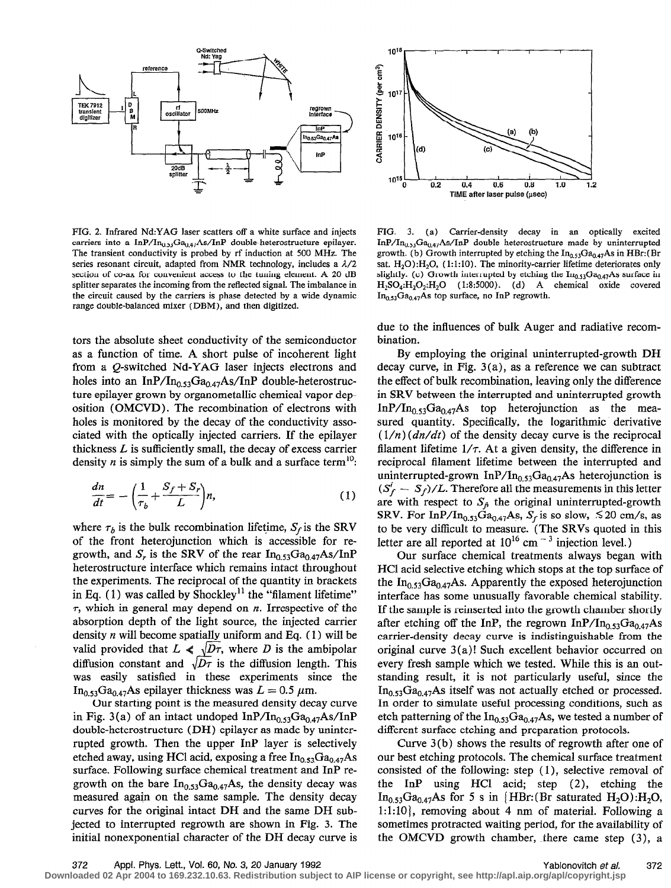FIG. 2. Infrared Nd:YAG laser scatters off a white surface and injects carriers into a $InP/In_{0.53}Ga_{0.47}As/InP$ double-heterostructure epilayer. The transient conductivity is probed by rf induction at 500 MHz. The series resonant circuit, adapted from NMR technology, includes a $\lambda/2$ section of co-ax for convenient access to the tuning element. A 20 dB splitter separates the incoming from the reflected signal. The imbalance in the circuit caused by the carriers is phase detected by a wide dynamic range double-balanced mixer (DBM), and then digitized.

FIG. 3. (a) Carrier-density decay in an optically excited $InP/In_{0.53}Ga_{0.47}As/InP$ double heterostructure made by uninterrupted growth. (b) Growth interrupted by etching the $In_{0.53}Ga_{0.47}As$ in HBr:(Br sat. $H_2O$):$H_2O$, (1:1:10). The minority-carrier lifetime deteriorates only slightly. (c) Growth interrupted by etching the $In_{0.53}Ga_{0.47}As$ surface in $H_2SO_4$:$H_2O_2$:$H_2O$ (1:8:5000). (d) A chemical oxide covered $In_{0.53}Ga_{0.47}As$ top surface, no InP regrowth.

tors the absolute sheet conductivity of the semiconductor as a function of time. A short pulse of incoherent light from a *Q*-switched Nd-YAG laser injects electrons and holes into an $InP/In_{0.53}Ga_{0.47}As/InP$ double-heterostructure epilayer grown by organometallic chemical vapor deposition (OMCVD). The recombination of electrons with holes is monitored by the decay of the conductivity associated with the optically injected carriers. If the epilayer thickness $L$ is sufficiently small, the decay of excess carrier density $n$ is simply the sum of a bulk and a surface term[10]:

$$\frac{dn}{dt} = -\left(\frac{1}{\tau_b} + \frac{S_f + S_r}{L}\right)n, \tag{1}$$

where $\tau_b$ is the bulk recombination lifetime, $S_f$ is the SRV of the front heterojunction which is accessible for regrowth, and $S_r$ is the SRV of the rear $In_{0.53}Ga_{0.47}As/InP$ heterostructure interface which remains intact throughout the experiments. The reciprocal of the quantity in brackets in Eq. (1) was called by Shockley[11] the "filament lifetime" $\tau$, which in general may depend on $n$. Irrespective of the absorption depth of the light source, the injected carrier density $n$ will become spatially uniform and Eq. (1) will be valid provided that $L \ll \sqrt{D\tau}$, where $D$ is the ambipolar diffusion constant and $\sqrt{D\tau}$ is the diffusion length. This was easily satisfied in these experiments since the $In_{0.53}Ga_{0.47}As$ epilayer thickness was $L = 0.5\ \mu m$.

Our starting point is the measured density decay curve in Fig. 3(a) of an intact undoped $InP/In_{0.53}Ga_{0.47}As/InP$ double-heterostructure (DH) epilayer as made by uninterrupted growth. Then the upper InP layer is selectively etched away, using HCl acid, exposing a free $In_{0.53}Ga_{0.47}As$ surface. Following surface chemical treatment and InP regrowth on the bare $In_{0.53}Ga_{0.47}As$, the density decay was measured again on the same sample. The density decay curves for the original intact DH and the same DH subjected to interrupted regrowth are shown in Fig. 3. The initial nonexponential character of the DH decay curve is due to the influences of bulk Auger and radiative recombination.

By employing the original uninterrupted-growth DH decay curve, in Fig. 3(a), as a reference we can subtract the effect of bulk recombination, leaving only the difference in SRV between the interrupted and uninterrupted growth $InP/In_{0.53}Ga_{0.47}As$ top heterojunction as the measured quantity. Specifically, the logarithmic derivative $(1/n)(dn/dt)$ of the density decay curve is the reciprocal filament lifetime $1/\tau$. At a given density, the difference in reciprocal filament lifetime between the interrupted and uninterrupted-grown $InP/In_{0.53}Ga_{0.47}As$ heterojunction is $(S_f^i - S_f)/L$. Therefore all the measurements in this letter are with respect to $S_f$, the original uninterrupted-growth SRV. For $InP/In_{0.53}Ga_{0.47}As$, $S_f$ is so slow, $\lesssim 20$ cm/s, as to be very difficult to measure. (The SRVs quoted in this letter are all reported at $10^{16}$ cm$^{-3}$ injection level.)

Our surface chemical treatments always began with HCl acid selective etching which stops at the top surface of the $In_{0.53}Ga_{0.47}As$. Apparently the exposed heterojunction interface has some unusually favorable chemical stability. If the sample is reinserted into the growth chamber shortly after etching off the InP, the regrown $InP/In_{0.53}Ga_{0.47}As$ carrier-density decay curve is indistinguishable from the original curve 3(a)! Such excellent behavior occurred on every fresh sample which we tested. While this is an outstanding result, it is not particularly useful, since the $In_{0.53}Ga_{0.47}As$ itself was not actually etched or processed. In order to simulate useful processing conditions, such as etch patterning of the $In_{0.53}Ga_{0.47}As$, we tested a number of different surface etching and preparation protocols.

Curve 3(b) shows the results of regrowth after one of our best etching protocols. The chemical surface treatment consisted of the following: step (1), selective removal of the InP using HCl acid; step (2), etching the $In_{0.53}Ga_{0.47}As$ for 5 s in {HBr:(Br saturated $H_2O$):$H_2O$, 1:1:10}, removing about 4 nm of material. Following a sometimes protracted waiting period, for the availability of the OMCVD growth chamber, there came step (3), a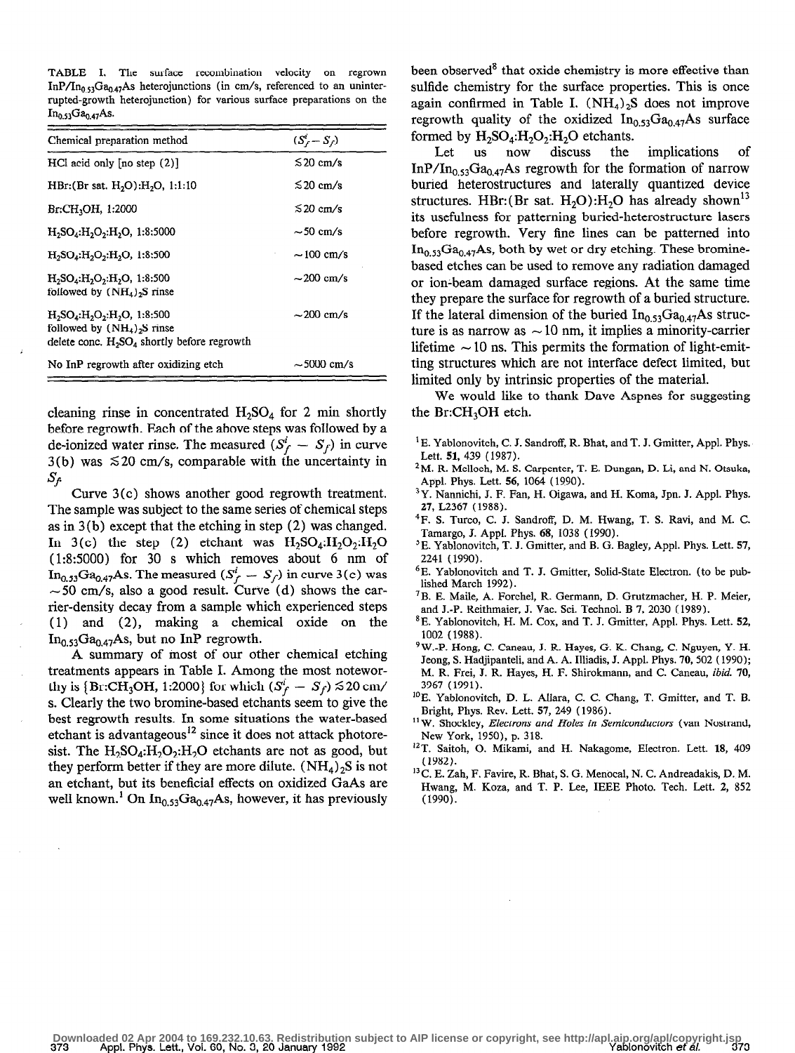TABLE I. The surface recombination velocity on regrown $InP/In_{0.53}Ga_{0.47}As$ heterojunctions (in cm/s, referenced to an uninterrupted-growth heterojunction) for various surface preparations on the $In_{0.53}Ga_{0.47}As$.

| Chemical preparation method | $(S_f^i - S_f)$ |
|---|---|
| HCl acid only [no step (2)] | $\lesssim 20$ cm/s |
| HBr:(Br sat. $H_2O$):$H_2O$, 1:1:10 | $\lesssim 20$ cm/s |
| Br:$CH_3OH$, 1:2000 | $\lesssim 20$ cm/s |
| $H_2SO_4$:$H_2O_2$:$H_2O$, 1:8:5000 | $\sim 50$ cm/s |
| $H_2SO_4$:$H_2O_2$:$H_2O$, 1:8:500 | $\sim 100$ cm/s |
| $H_2SO_4$:$H_2O_2$:$H_2O$, 1:8:500 followed by $(NH_4)_2S$ rinse | $\sim 200$ cm/s |
| $H_2SO_4$:$H_2O_2$:$H_2O$, 1:8:500 followed by $(NH_4)_2S$ rinse delete conc. $H_2SO_4$ shortly before regrowth | $\sim 200$ cm/s |
| No InP regrowth after oxidizing etch | $\sim 5000$ cm/s |

cleaning rinse in concentrated $H_2SO_4$ for 2 min shortly before regrowth. Each of the above steps was followed by a de-ionized water rinse. The measured $(S_f^i - S_f)$ in curve 3(b) was $\lesssim 20$ cm/s, comparable with the uncertainty in $S_f$.

Curve 3(c) shows another good regrowth treatment. The sample was subject to the same series of chemical steps as in 3(b) except that the etching in step (2) was changed. In 3(c) the step (2) etchant was $H_2SO_4$:$H_2O_2$:$H_2O$ (1:8:5000) for 30 s which removes about 6 nm of $In_{0.53}Ga_{0.47}As$. The measured $(S_f^i - S_f)$ in curve 3(c) was $\sim 50$ cm/s, also a good result. Curve (d) shows the carrier-density decay from a sample which experienced steps (1) and (2), making a chemical oxide on the $In_{0.53}Ga_{0.47}As$, but no InP regrowth.

A summary of most of our other chemical etching treatments appears in Table I. Among the most noteworthy is {Br:$CH_3OH$, 1:2000} for which $(S_f^i - S_f) \lesssim 20$ cm/s. Clearly the two bromine-based etchants seem to give the best regrowth results. In some situations the water-based etchant is advantageous[12] since it does not attack photoresist. The $H_2SO_4$:$H_2O_2$:$H_2O$ etchants are not as good, but they perform better if they are more dilute. $(NH_4)_2S$ is not an etchant, but its beneficial effects on oxidized GaAs are well known.[1] On $In_{0.53}Ga_{0.47}As$, however, it has previously been observed[8] that oxide chemistry is more effective than sulfide chemistry for the surface properties. This is once again confirmed in Table I. $(NH_4)_2S$ does not improve regrowth quality of the oxidized $In_{0.53}Ga_{0.47}As$ surface formed by $H_2SO_4$:$H_2O_2$:$H_2O$ etchants.

Let us now discuss the implications of $InP/In_{0.53}Ga_{0.47}As$ regrowth for the formation of narrow buried heterostructures and laterally quantized device structures. HBr:(Br sat. $H_2O$):$H_2O$ has already shown[13] its usefulness for patterning buried-heterostructure lasers before regrowth. Very fine lines can be patterned into $In_{0.53}Ga_{0.47}As$, both by wet or dry etching. These bromine-based etches can be used to remove any radiation damaged or ion-beam damaged surface regions. At the same time they prepare the surface for regrowth of a buried structure. If the lateral dimension of the buried $In_{0.53}Ga_{0.47}As$ structure is as narrow as $\sim 10$ nm, it implies a minority-carrier lifetime $\sim 10$ ns. This permits the formation of light-emitting structures which are not interface defect limited, but limited only by intrinsic properties of the material.

We would like to thank Dave Aspnes for suggesting the Br:$CH_3OH$ etch.

[1] E. Yablonovitch, C. J. Sandroff, R. Bhat, and T. J. Gmitter, Appl. Phys. Lett. **51**, 439 (1987).

[2] M. R. Melloch, M. S. Carpenter, T. E. Dungan, D. Li, and N. Otsuka, Appl. Phys. Lett. **56**, 1064 (1990).

[3] Y. Nannichi, J. F. Fan, H. Oigawa, and H. Koma, Jpn. J. Appl. Phys. **27**, L2367 (1988).

[4] F. S. Turco, C. J. Sandroff, D. M. Hwang, T. S. Ravi, and M. C. Tamargo, J. Appl. Phys. **68**, 1038 (1990).

[5] E. Yablonovitch, T. J. Gmitter, and B. G. Bagley, Appl. Phys. Lett. **57**, 2241 (1990).

[6] E. Yablonovitch and T. J. Gmitter, Solid-State Electron. (to be published March 1992).

[7] B. E. Maile, A. Forchel, R. Germann, D. Grutzmacher, H. P. Meier, and J.-P. Reithmaier, J. Vac. Sci. Technol. B **7**, 2030 (1989).

[8] E. Yablonovitch, H. M. Cox, and T. J. Gmitter, Appl. Phys. Lett. **52**, 1002 (1988).

[9] W.-P. Hong, C. Caneau, J. R. Hayes, G. K. Chang, C. Nguyen, Y. H. Jeong, S. Hadjipanteli, and A. A. Illiadis, J. Appl. Phys. **70**, 502 (1990); M. R. Frei, J. R. Hayes, H. F. Shirokmann, and C. Caneau, *ibid.* **70**, 3967 (1991).

[10] E. Yablonovitch, D. L. Allara, C. C. Chang, T. Gmitter, and T. B. Bright, Phys. Rev. Lett. **57**, 249 (1986).

[11] W. Shockley, *Electrons and Holes in Semiconductors* (van Nostrand, New York, 1950), p. 318.

[12] T. Saitoh, O. Mikami, and H. Nakagome, Electron. Lett. **18**, 409 (1982).

[13] C. E. Zah, F. Favire, R. Bhat, S. G. Menocal, N. C. Andreadakis, D. M. Hwang, M. Koza, and T. P. Lee, IEEE Photo. Tech. Lett. **2**, 852 (1990).